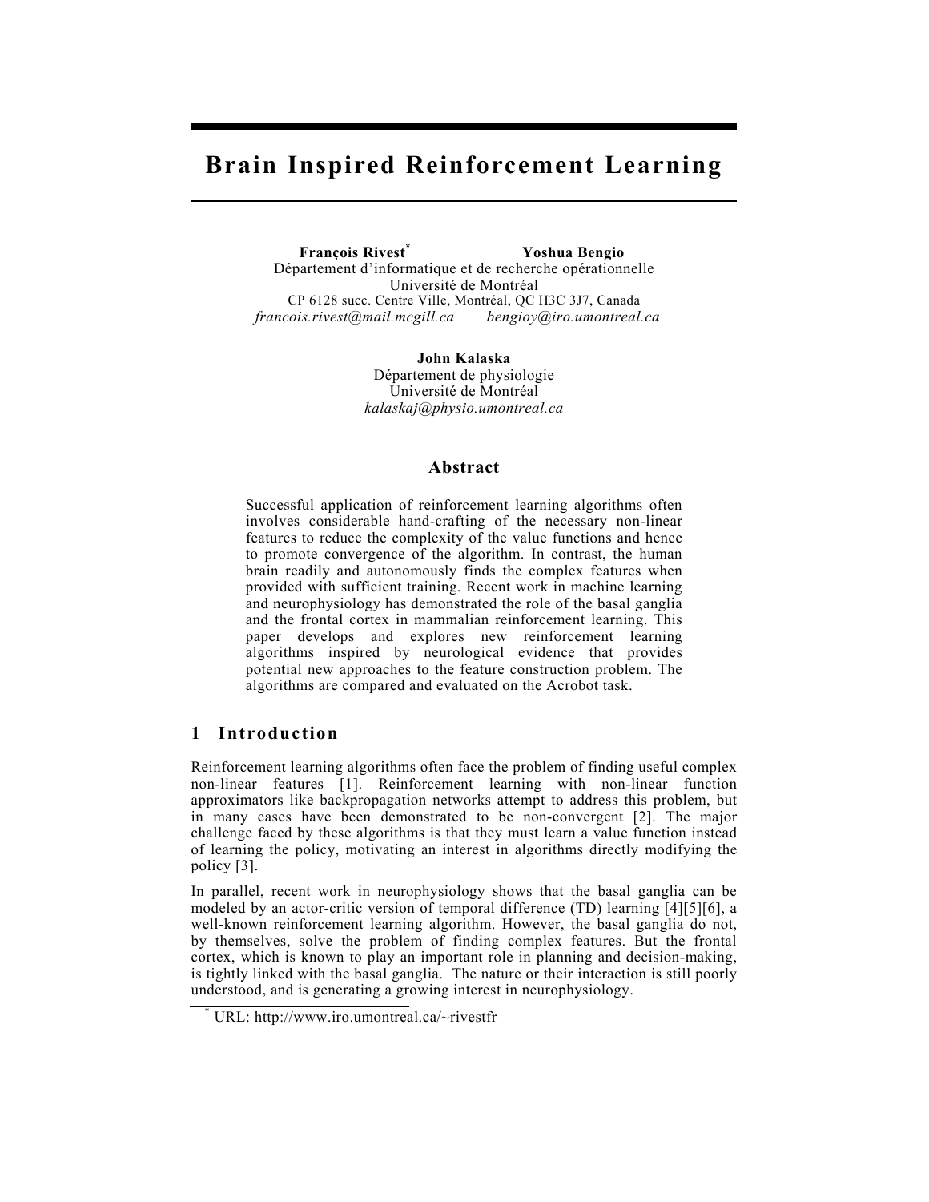# Brain Inspired Reinforcement Learning

**François Rivest*** **Yoshua Bengio**
Département d'informatique et de recherche opérationnelle
Université de Montréal
CP 6128 succ. Centre Ville, Montréal, QC H3C 3J7, Canada
*francois.rivest@mail.mcgill.ca* *bengioy@iro.umontreal.ca*

**John Kalaska**
Département de physiologie
Université de Montréal
*kalaskaj@physio.umontreal.ca*

## Abstract

Successful application of reinforcement learning algorithms often involves considerable hand-crafting of the necessary non-linear features to reduce the complexity of the value functions and hence to promote convergence of the algorithm. In contrast, the human brain readily and autonomously finds the complex features when provided with sufficient training. Recent work in machine learning and neurophysiology has demonstrated the role of the basal ganglia and the frontal cortex in mammalian reinforcement learning. This paper develops and explores new reinforcement learning algorithms inspired by neurological evidence that provides potential new approaches to the feature construction problem. The algorithms are compared and evaluated on the Acrobot task.

## 1 Introduction

Reinforcement learning algorithms often face the problem of finding useful complex non-linear features [1]. Reinforcement learning with non-linear function approximators like backpropagation networks attempt to address this problem, but in many cases have been demonstrated to be non-convergent [2]. The major challenge faced by these algorithms is that they must learn a value function instead of learning the policy, motivating an interest in algorithms directly modifying the policy [3].

In parallel, recent work in neurophysiology shows that the basal ganglia can be modeled by an actor-critic version of temporal difference (TD) learning [4][5][6], a well-known reinforcement learning algorithm. However, the basal ganglia do not, by themselves, solve the problem of finding complex features. But the frontal cortex, which is known to play an important role in planning and decision-making, is tightly linked with the basal ganglia. The nature or their interaction is still poorly understood, and is generating a growing interest in neurophysiology.

\* URL: http://www.iro.umontreal.ca/~rivestfr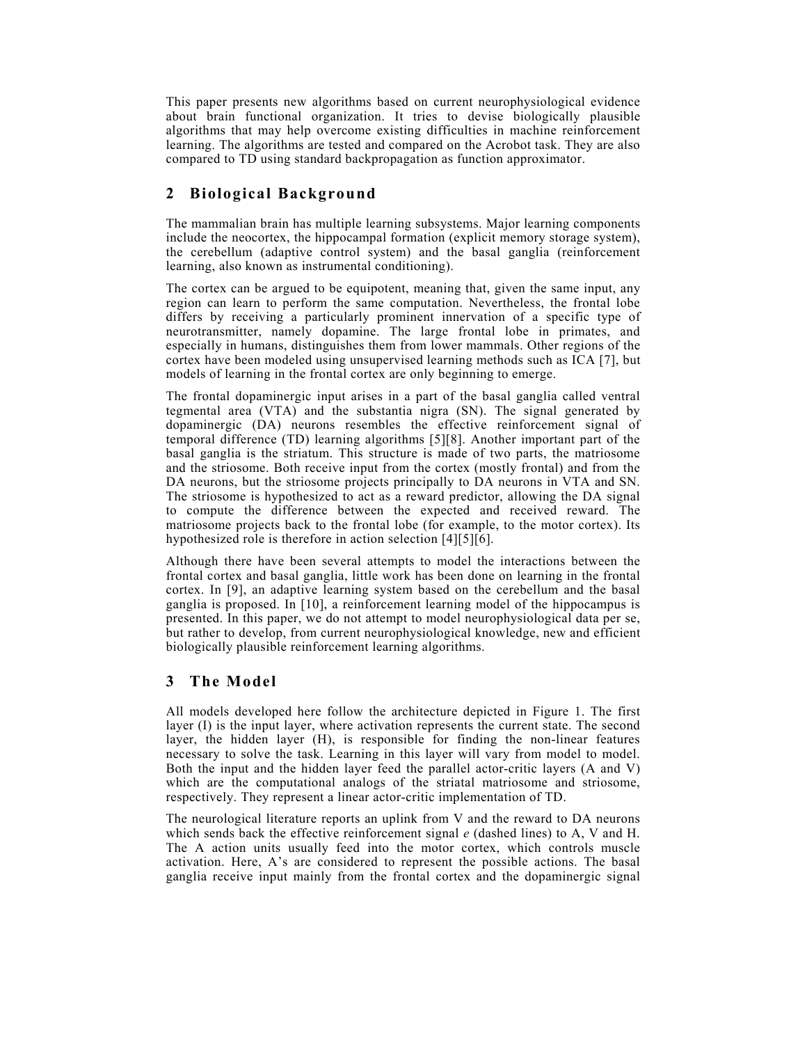This paper presents new algorithms based on current neurophysiological evidence about brain functional organization. It tries to devise biologically plausible algorithms that may help overcome existing difficulties in machine reinforcement learning. The algorithms are tested and compared on the Acrobot task. They are also compared to TD using standard backpropagation as function approximator.

## 2 Biological Background

The mammalian brain has multiple learning subsystems. Major learning components include the neocortex, the hippocampal formation (explicit memory storage system), the cerebellum (adaptive control system) and the basal ganglia (reinforcement learning, also known as instrumental conditioning).

The cortex can be argued to be equipotent, meaning that, given the same input, any region can learn to perform the same computation. Nevertheless, the frontal lobe differs by receiving a particularly prominent innervation of a specific type of neurotransmitter, namely dopamine. The large frontal lobe in primates, and especially in humans, distinguishes them from lower mammals. Other regions of the cortex have been modeled using unsupervised learning methods such as ICA [7], but models of learning in the frontal cortex are only beginning to emerge.

The frontal dopaminergic input arises in a part of the basal ganglia called ventral tegmental area (VTA) and the substantia nigra (SN). The signal generated by dopaminergic (DA) neurons resembles the effective reinforcement signal of temporal difference (TD) learning algorithms [5][8]. Another important part of the basal ganglia is the striatum. This structure is made of two parts, the matriosome and the striosome. Both receive input from the cortex (mostly frontal) and from the DA neurons, but the striosome projects principally to DA neurons in VTA and SN. The striosome is hypothesized to act as a reward predictor, allowing the DA signal to compute the difference between the expected and received reward. The matriosome projects back to the frontal lobe (for example, to the motor cortex). Its hypothesized role is therefore in action selection [4][5][6].

Although there have been several attempts to model the interactions between the frontal cortex and basal ganglia, little work has been done on learning in the frontal cortex. In [9], an adaptive learning system based on the cerebellum and the basal ganglia is proposed. In [10], a reinforcement learning model of the hippocampus is presented. In this paper, we do not attempt to model neurophysiological data per se, but rather to develop, from current neurophysiological knowledge, new and efficient biologically plausible reinforcement learning algorithms.

## 3 The Model

All models developed here follow the architecture depicted in Figure 1. The first layer (I) is the input layer, where activation represents the current state. The second layer, the hidden layer (H), is responsible for finding the non-linear features necessary to solve the task. Learning in this layer will vary from model to model. Both the input and the hidden layer feed the parallel actor-critic layers (A and V) which are the computational analogs of the striatal matriosome and striosome, respectively. They represent a linear actor-critic implementation of TD.

The neurological literature reports an uplink from V and the reward to DA neurons which sends back the effective reinforcement signal $e$ (dashed lines) to A, V and H. The A action units usually feed into the motor cortex, which controls muscle activation. Here, A's are considered to represent the possible actions. The basal ganglia receive input mainly from the frontal cortex and the dopaminergic signal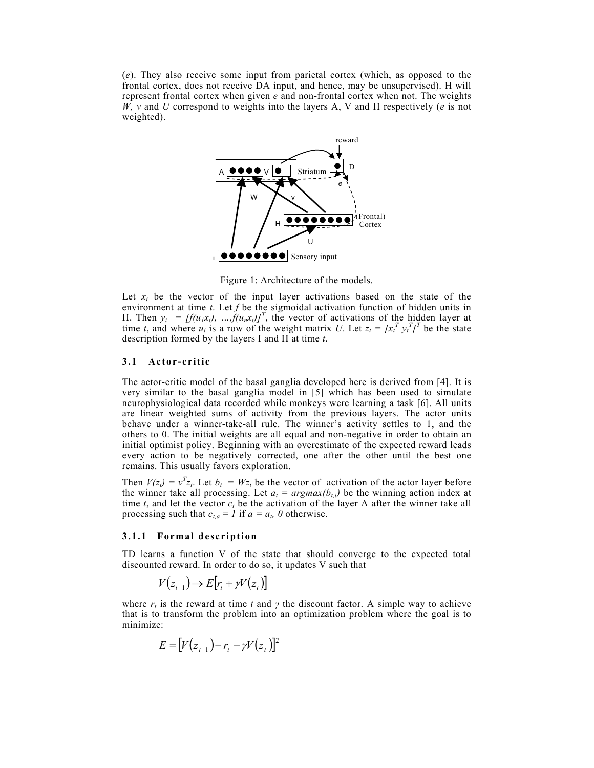(*e*). They also receive some input from parietal cortex (which, as opposed to the frontal cortex, does not receive DA input, and hence, may be unsupervised). H will represent frontal cortex when given *e* and non-frontal cortex when not. The weights *W, v* and *U* correspond to weights into the layers A, V and H respectively (*e* is not weighted).

Figure 1: Architecture of the models.

Let $x_t$ be the vector of the input layer activations based on the state of the environment at time *t*. Let *f* be the sigmoidal activation function of hidden units in H. Then $y_t = [f(u_1 x_t), \ldots, f(u_n x_t)]^T$, the vector of activations of the hidden layer at time *t*, and where $u_i$ is a row of the weight matrix *U*. Let $z_t = [x_t^T \; y_t^T]^T$ be the state description formed by the layers I and H at time *t*.

### 3.1 Actor-critic

The actor-critic model of the basal ganglia developed here is derived from [4]. It is very similar to the basal ganglia model in [5] which has been used to simulate neurophysiological data recorded while monkeys were learning a task [6]. All units are linear weighted sums of activity from the previous layers. The actor units behave under a winner-take-all rule. The winner's activity settles to 1, and the others to 0. The initial weights are all equal and non-negative in order to obtain an initial optimist policy. Beginning with an overestimate of the expected reward leads every action to be negatively corrected, one after the other until the best one remains. This usually favors exploration.

Then $V(z_t) = v^T z_t$. Let $b_t = W z_t$ be the vector of activation of the actor layer before the winner take all processing. Let $a_t = argmax(b_{t,i})$ be the winning action index at time *t*, and let the vector $c_t$ be the activation of the layer A after the winner take all processing such that $c_{t,a} = 1$ if $a = a_t$, *0* otherwise.

#### 3.1.1 Formal description

TD learns a function V of the state that should converge to the expected total discounted reward. In order to do so, it updates V such that

$$V(z_{t-1}) \rightarrow E[r_t + \gamma V(z_t)]$$

where $r_t$ is the reward at time *t* and $\gamma$ the discount factor. A simple way to achieve that is to transform the problem into an optimization problem where the goal is to minimize:

$$E = [V(z_{t-1}) - r_t - \gamma V(z_t)]^2$$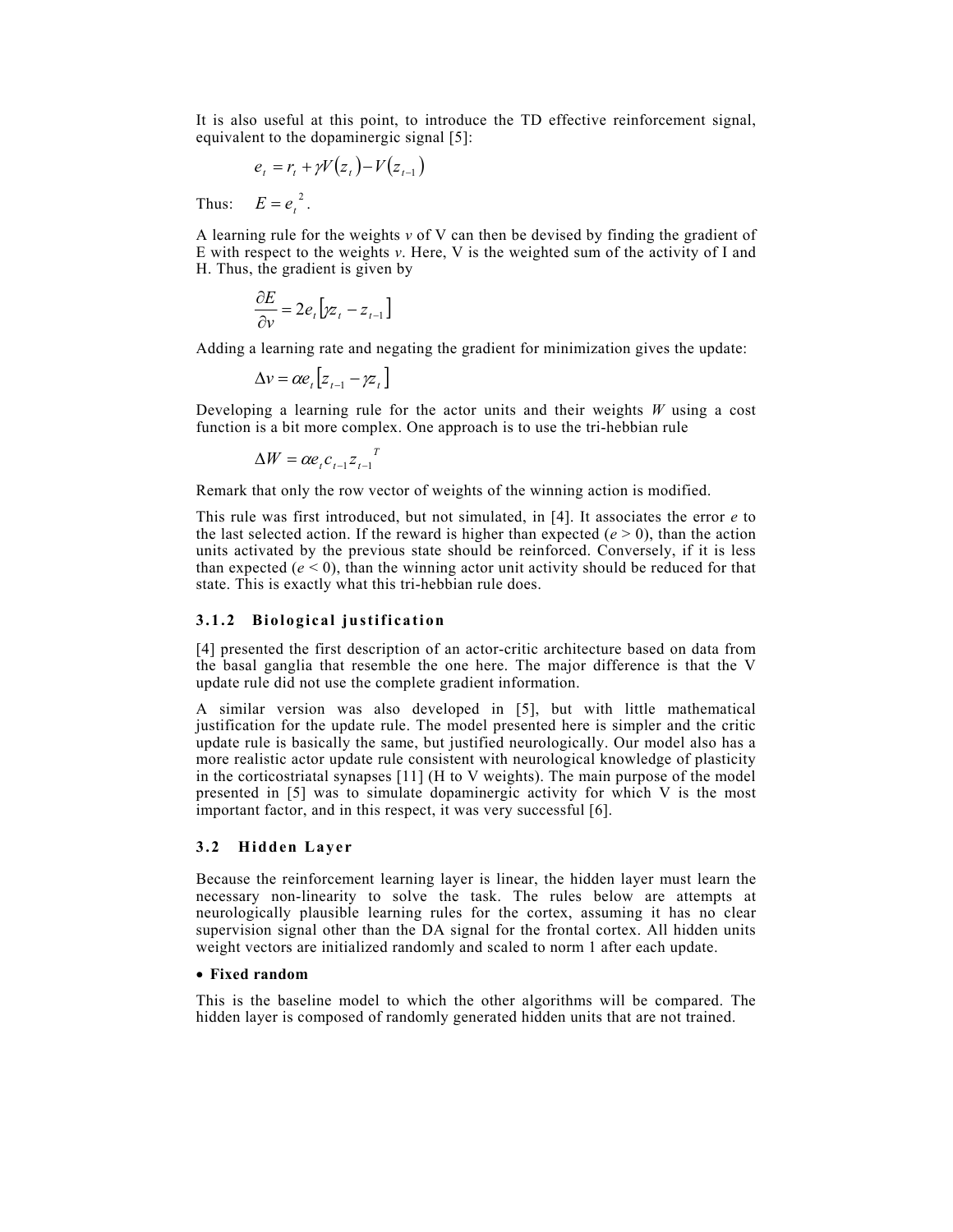It is also useful at this point, to introduce the TD effective reinforcement signal, equivalent to the dopaminergic signal [5]:

$$e_t = r_t + \gamma V(z_t) - V(z_{t-1})$$

Thus: $E = e_t^{\,2}$.

A learning rule for the weights *v* of V can then be devised by finding the gradient of E with respect to the weights *v*. Here, V is the weighted sum of the activity of I and H. Thus, the gradient is given by

$$\frac{\partial E}{\partial v} = 2e_t \left[\gamma z_t - z_{t-1}\right]$$

Adding a learning rate and negating the gradient for minimization gives the update:

$$\Delta v = \alpha e_t \left[z_{t-1} - \gamma z_t\right]$$

Developing a learning rule for the actor units and their weights *W* using a cost function is a bit more complex. One approach is to use the tri-hebbian rule

$$\Delta W = \alpha e_t c_{t-1} z_{t-1}^{\;T}$$

Remark that only the row vector of weights of the winning action is modified.

This rule was first introduced, but not simulated, in [4]. It associates the error *e* to the last selected action. If the reward is higher than expected ($e > 0$), than the action units activated by the previous state should be reinforced. Conversely, if it is less than expected ($e < 0$), than the winning actor unit activity should be reduced for that state. This is exactly what this tri-hebbian rule does.

### 3.1.2 Biological justification

[4] presented the first description of an actor-critic architecture based on data from the basal ganglia that resemble the one here. The major difference is that the V update rule did not use the complete gradient information.

A similar version was also developed in [5], but with little mathematical justification for the update rule. The model presented here is simpler and the critic update rule is basically the same, but justified neurologically. Our model also has a more realistic actor update rule consistent with neurological knowledge of plasticity in the corticostriatal synapses [11] (H to V weights). The main purpose of the model presented in [5] was to simulate dopaminergic activity for which V is the most important factor, and in this respect, it was very successful [6].

## 3.2 Hidden Layer

Because the reinforcement learning layer is linear, the hidden layer must learn the necessary non-linearity to solve the task. The rules below are attempts at neurologically plausible learning rules for the cortex, assuming it has no clear supervision signal other than the DA signal for the frontal cortex. All hidden units weight vectors are initialized randomly and scaled to norm 1 after each update.

- **Fixed random**

This is the baseline model to which the other algorithms will be compared. The hidden layer is composed of randomly generated hidden units that are not trained.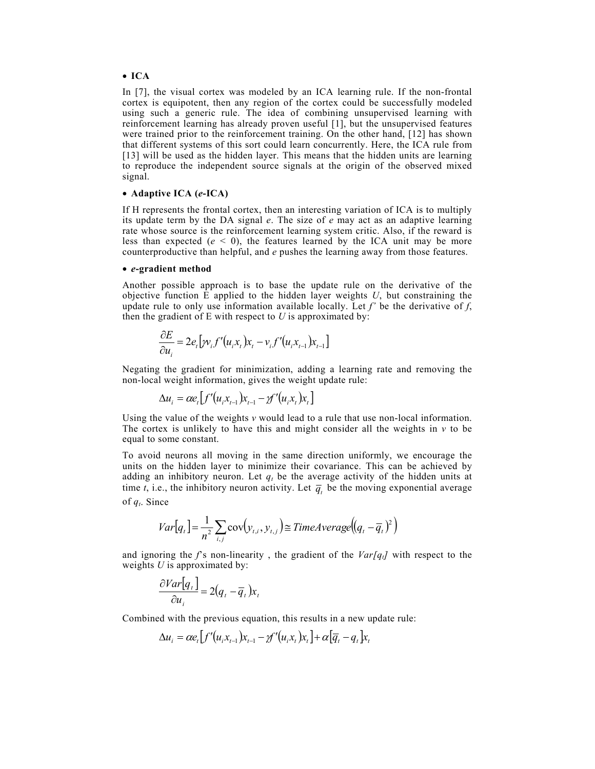- **ICA**

In [7], the visual cortex was modeled by an ICA learning rule. If the non-frontal cortex is equipotent, then any region of the cortex could be successfully modeled using such a generic rule. The idea of combining unsupervised learning with reinforcement learning has already proven useful [1], but the unsupervised features were trained prior to the reinforcement training. On the other hand, [12] has shown that different systems of this sort could learn concurrently. Here, the ICA rule from [13] will be used as the hidden layer. This means that the hidden units are learning to reproduce the independent source signals at the origin of the observed mixed signal.

- **Adaptive ICA (*e*-ICA)**

If H represents the frontal cortex, then an interesting variation of ICA is to multiply its update term by the DA signal $e$. The size of $e$ may act as an adaptive learning rate whose source is the reinforcement learning system critic. Also, if the reward is less than expected ($e < 0$), the features learned by the ICA unit may be more counterproductive than helpful, and $e$ pushes the learning away from those features.

- ***e*-gradient method**

Another possible approach is to base the update rule on the derivative of the objective function E applied to the hidden layer weights $U$, but constraining the update rule to only use information available locally. Let $f'$ be the derivative of $f$, then the gradient of E with respect to $U$ is approximated by:

$$\frac{\partial E}{\partial u_i} = 2e_t\left[\gamma v_i f'(u_i x_t)x_t - v_i f'(u_i x_{t-1})x_{t-1}\right]$$

Negating the gradient for minimization, adding a learning rate and removing the non-local weight information, gives the weight update rule:

$$\Delta u_i = \alpha e_t\left[f'(u_i x_{t-1})x_{t-1} - \gamma f'(u_i x_t)x_t\right]$$

Using the value of the weights $v$ would lead to a rule that use non-local information. The cortex is unlikely to have this and might consider all the weights in $v$ to be equal to some constant.

To avoid neurons all moving in the same direction uniformly, we encourage the units on the hidden layer to minimize their covariance. This can be achieved by adding an inhibitory neuron. Let $q_t$ be the average activity of the hidden units at time $t$, i.e., the inhibitory neuron activity. Let $\overline{q}_t$ be the moving exponential average of $q_t$. Since

$$Var[q_t] = \frac{1}{n^2}\sum_{i,j}\operatorname{cov}(y_{t,i}, y_{t,j}) \cong TimeAverage\left((q_t - \overline{q}_t)^2\right)$$

and ignoring the $f$'s non-linearity , the gradient of the $Var[q_t]$ with respect to the weights $U$ is approximated by:

$$\frac{\partial Var[q_t]}{\partial u_i} = 2(q_t - \overline{q}_t)x_t$$

Combined with the previous equation, this results in a new update rule:

$$\Delta u_i = \alpha e_t\left[f'(u_i x_{t-1})x_{t-1} - \gamma f'(u_i x_t)x_t\right] + \alpha\left[\overline{q}_t - q_t\right]x_t$$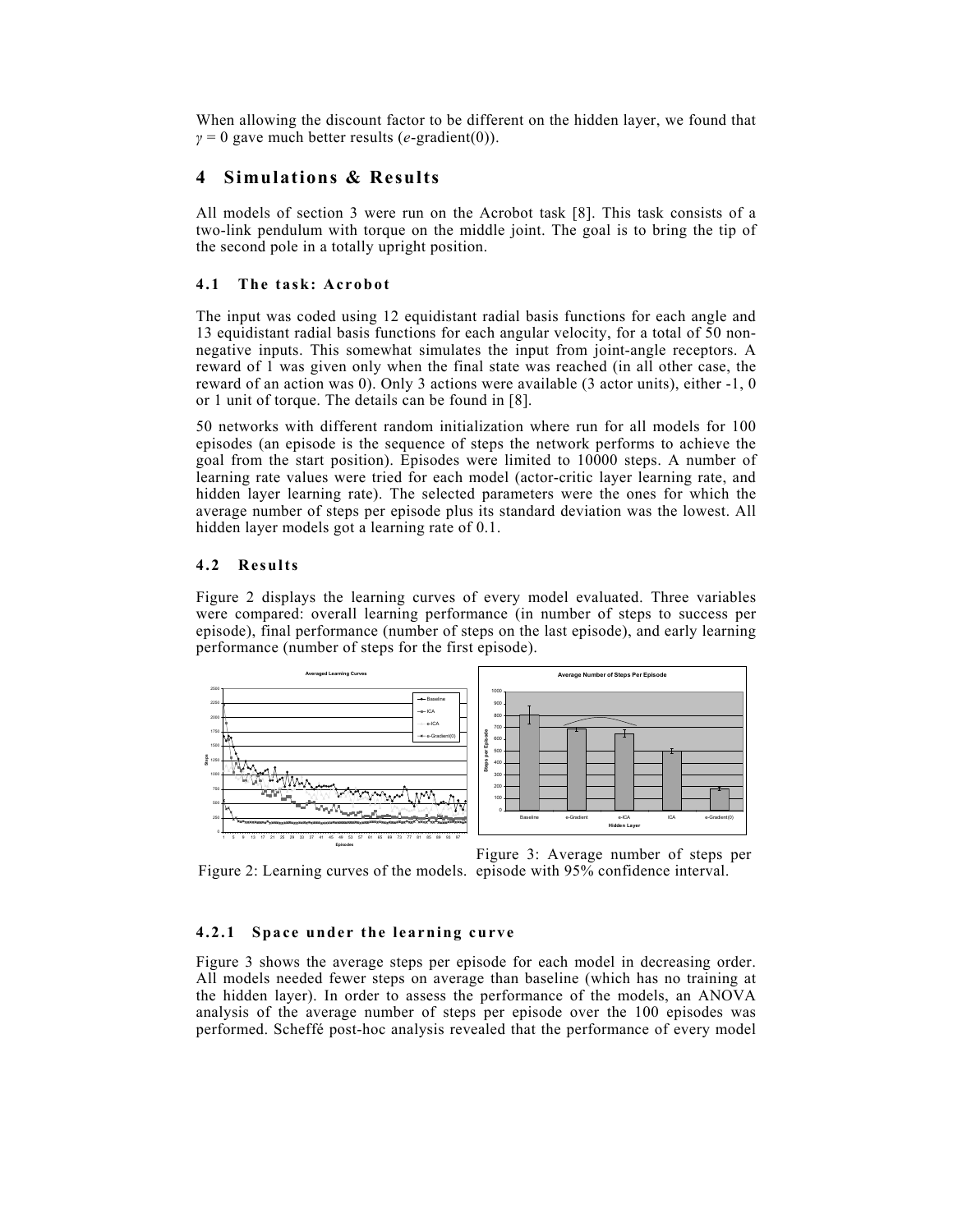When allowing the discount factor to be different on the hidden layer, we found that $\gamma = 0$ gave much better results (*e*-gradient(0)).

## 4 Simulations & Results

All models of section 3 were run on the Acrobot task [8]. This task consists of a two-link pendulum with torque on the middle joint. The goal is to bring the tip of the second pole in a totally upright position.

### 4.1 The task: Acrobot

The input was coded using 12 equidistant radial basis functions for each angle and 13 equidistant radial basis functions for each angular velocity, for a total of 50 non-negative inputs. This somewhat simulates the input from joint-angle receptors. A reward of 1 was given only when the final state was reached (in all other case, the reward of an action was 0). Only 3 actions were available (3 actor units), either -1, 0 or 1 unit of torque. The details can be found in [8].

50 networks with different random initialization where run for all models for 100 episodes (an episode is the sequence of steps the network performs to achieve the goal from the start position). Episodes were limited to 10000 steps. A number of learning rate values were tried for each model (actor-critic layer learning rate, and hidden layer learning rate). The selected parameters were the ones for which the average number of steps per episode plus its standard deviation was the lowest. All hidden layer models got a learning rate of 0.1.

### 4.2 Results

Figure 2 displays the learning curves of every model evaluated. Three variables were compared: overall learning performance (in number of steps to success per episode), final performance (number of steps on the last episode), and early learning performance (number of steps for the first episode).

Figure 2: Learning curves of the models.

Figure 3: Average number of steps per episode with 95% confidence interval.

#### 4.2.1 Space under the learning curve

Figure 3 shows the average steps per episode for each model in decreasing order. All models needed fewer steps on average than baseline (which has no training at the hidden layer). In order to assess the performance of the models, an ANOVA analysis of the average number of steps per episode over the 100 episodes was performed. Scheffé post-hoc analysis revealed that the performance of every model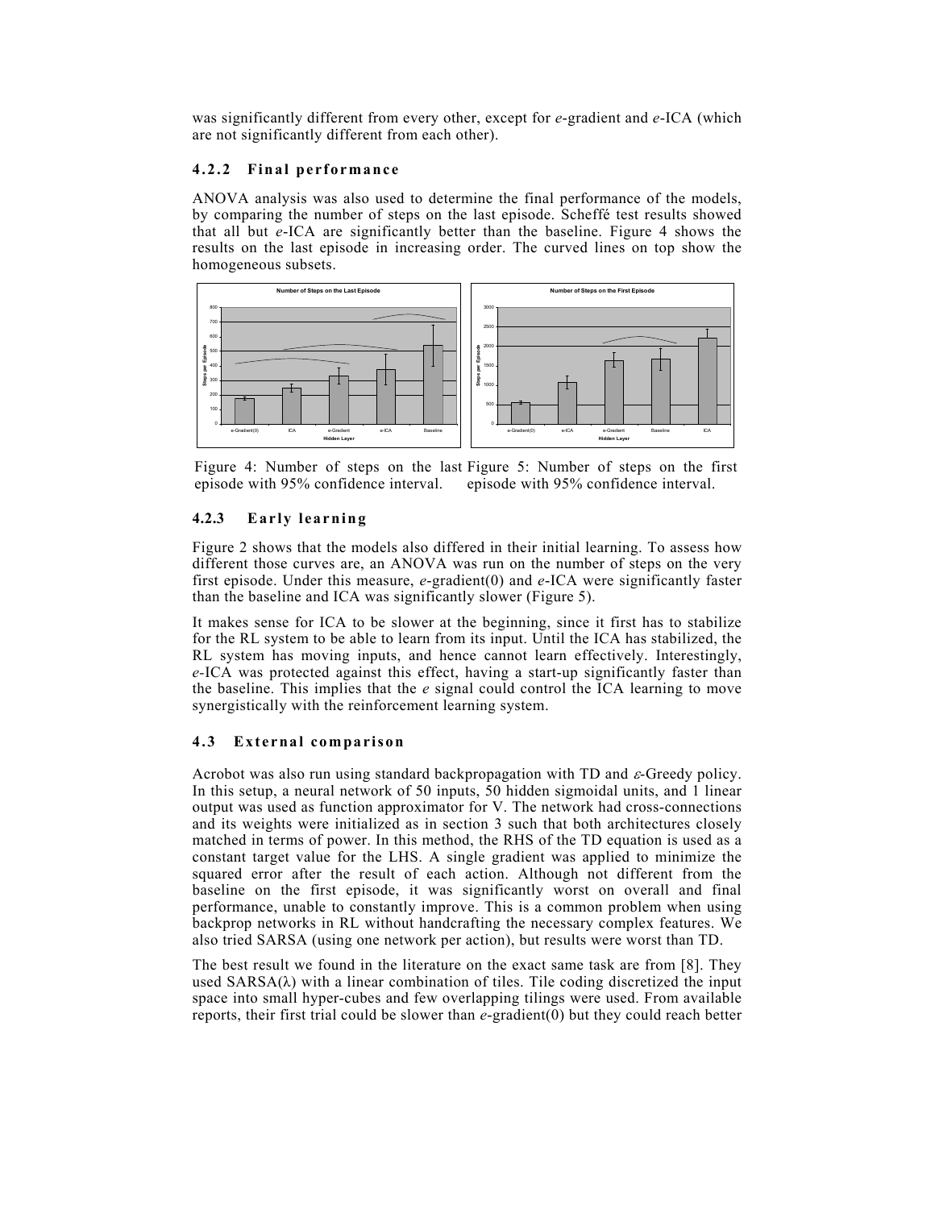was significantly different from every other, except for *e*-gradient and *e*-ICA (which are not significantly different from each other).

### 4.2.2 Final performance

ANOVA analysis was also used to determine the final performance of the models, by comparing the number of steps on the last episode. Scheffé test results showed that all but *e*-ICA are significantly better than the baseline. Figure 4 shows the results on the last episode in increasing order. The curved lines on top show the homogeneous subsets.

Figure 4: Number of steps on the last episode with 95% confidence interval.

Figure 5: Number of steps on the first episode with 95% confidence interval.

### 4.2.3 Early learning

Figure 2 shows that the models also differed in their initial learning. To assess how different those curves are, an ANOVA was run on the number of steps on the very first episode. Under this measure, *e*-gradient(0) and *e*-ICA were significantly faster than the baseline and ICA was significantly slower (Figure 5).

It makes sense for ICA to be slower at the beginning, since it first has to stabilize for the RL system to be able to learn from its input. Until the ICA has stabilized, the RL system has moving inputs, and hence cannot learn effectively. Interestingly, *e*-ICA was protected against this effect, having a start-up significantly faster than the baseline. This implies that the *e* signal could control the ICA learning to move synergistically with the reinforcement learning system.

## 4.3 External comparison

Acrobot was also run using standard backpropagation with TD and $\varepsilon$-Greedy policy. In this setup, a neural network of 50 inputs, 50 hidden sigmoidal units, and 1 linear output was used as function approximator for V. The network had cross-connections and its weights were initialized as in section 3 such that both architectures closely matched in terms of power. In this method, the RHS of the TD equation is used as a constant target value for the LHS. A single gradient was applied to minimize the squared error after the result of each action. Although not different from the baseline on the first episode, it was significantly worst on overall and final performance, unable to constantly improve. This is a common problem when using backprop networks in RL without handcrafting the necessary complex features. We also tried SARSA (using one network per action), but results were worst than TD.

The best result we found in the literature on the exact same task are from [8]. They used SARSA($\lambda$) with a linear combination of tiles. Tile coding discretized the input space into small hyper-cubes and few overlapping tilings were used. From available reports, their first trial could be slower than *e*-gradient(0) but they could reach better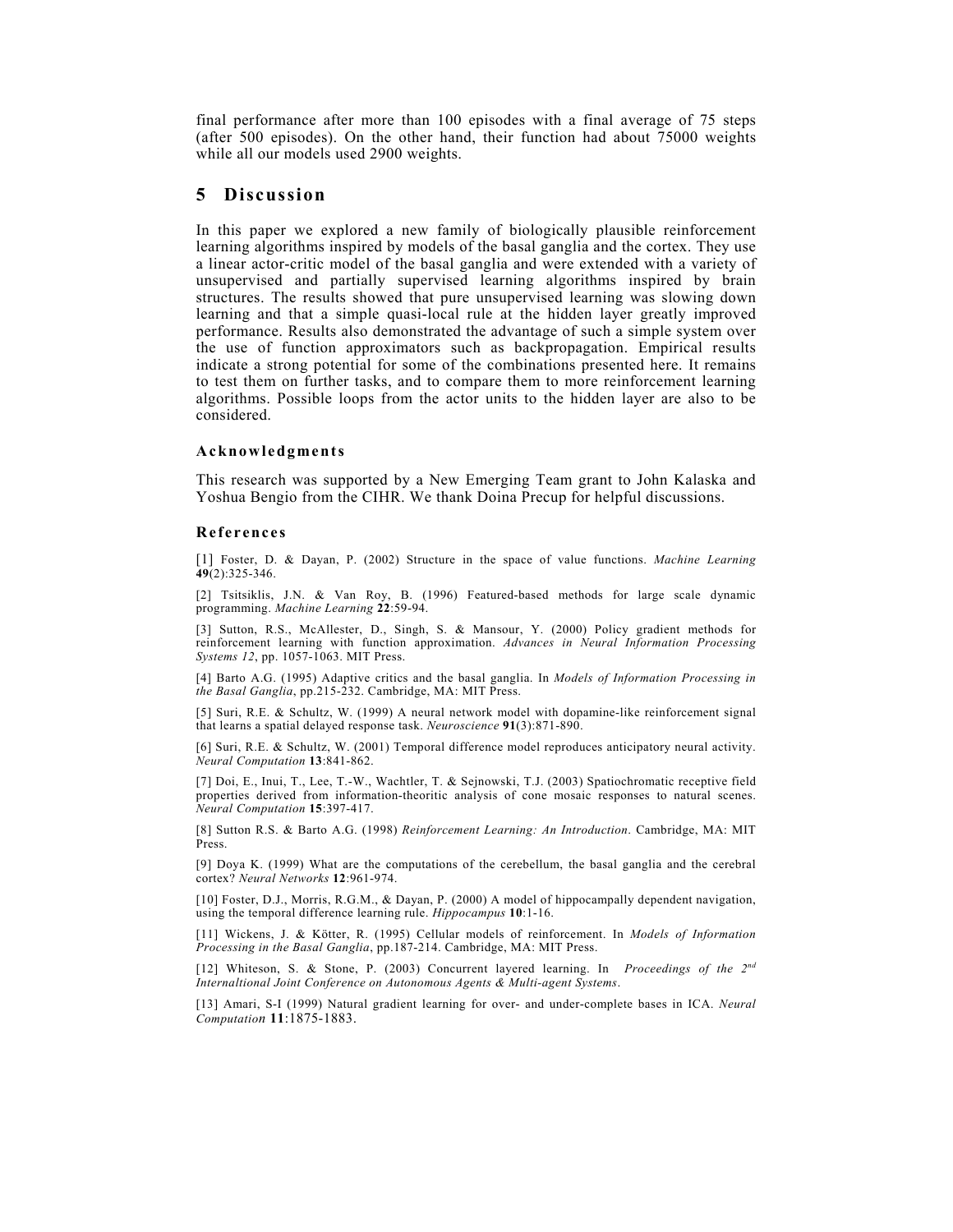final performance after more than 100 episodes with a final average of 75 steps (after 500 episodes). On the other hand, their function had about 75000 weights while all our models used 2900 weights.

## 5 Discussion

In this paper we explored a new family of biologically plausible reinforcement learning algorithms inspired by models of the basal ganglia and the cortex. They use a linear actor-critic model of the basal ganglia and were extended with a variety of unsupervised and partially supervised learning algorithms inspired by brain structures. The results showed that pure unsupervised learning was slowing down learning and that a simple quasi-local rule at the hidden layer greatly improved performance. Results also demonstrated the advantage of such a simple system over the use of function approximators such as backpropagation. Empirical results indicate a strong potential for some of the combinations presented here. It remains to test them on further tasks, and to compare them to more reinforcement learning algorithms. Possible loops from the actor units to the hidden layer are also to be considered.

### Acknowledgments

This research was supported by a New Emerging Team grant to John Kalaska and Yoshua Bengio from the CIHR. We thank Doina Precup for helpful discussions.

### References

[1] Foster, D. & Dayan, P. (2002) Structure in the space of value functions. *Machine Learning* **49**(2):325-346.

[2] Tsitsiklis, J.N. & Van Roy, B. (1996) Featured-based methods for large scale dynamic programming. *Machine Learning* **22**:59-94.

[3] Sutton, R.S., McAllester, D., Singh, S. & Mansour, Y. (2000) Policy gradient methods for reinforcement learning with function approximation. *Advances in Neural Information Processing Systems 12*, pp. 1057-1063. MIT Press.

[4] Barto A.G. (1995) Adaptive critics and the basal ganglia. In *Models of Information Processing in the Basal Ganglia*, pp.215-232. Cambridge, MA: MIT Press.

[5] Suri, R.E. & Schultz, W. (1999) A neural network model with dopamine-like reinforcement signal that learns a spatial delayed response task. *Neuroscience* **91**(3):871-890.

[6] Suri, R.E. & Schultz, W. (2001) Temporal difference model reproduces anticipatory neural activity. *Neural Computation* **13**:841-862.

[7] Doi, E., Inui, T., Lee, T.-W., Wachtler, T. & Sejnowski, T.J. (2003) Spatiochromatic receptive field properties derived from information-theoritic analysis of cone mosaic responses to natural scenes. *Neural Computation* **15**:397-417.

[8] Sutton R.S. & Barto A.G. (1998) *Reinforcement Learning: An Introduction*. Cambridge, MA: MIT Press.

[9] Doya K. (1999) What are the computations of the cerebellum, the basal ganglia and the cerebral cortex? *Neural Networks* **12**:961-974.

[10] Foster, D.J., Morris, R.G.M., & Dayan, P. (2000) A model of hippocampally dependent navigation, using the temporal difference learning rule. *Hippocampus* **10**:1-16.

[11] Wickens, J. & Kötter, R. (1995) Cellular models of reinforcement. In *Models of Information Processing in the Basal Ganglia*, pp.187-214. Cambridge, MA: MIT Press.

[12] Whiteson, S. & Stone, P. (2003) Concurrent layered learning. In *Proceedings of the 2nd Internaltional Joint Conference on Autonomous Agents & Multi-agent Systems*.

[13] Amari, S-I (1999) Natural gradient learning for over- and under-complete bases in ICA. *Neural Computation* **11**:1875-1883.